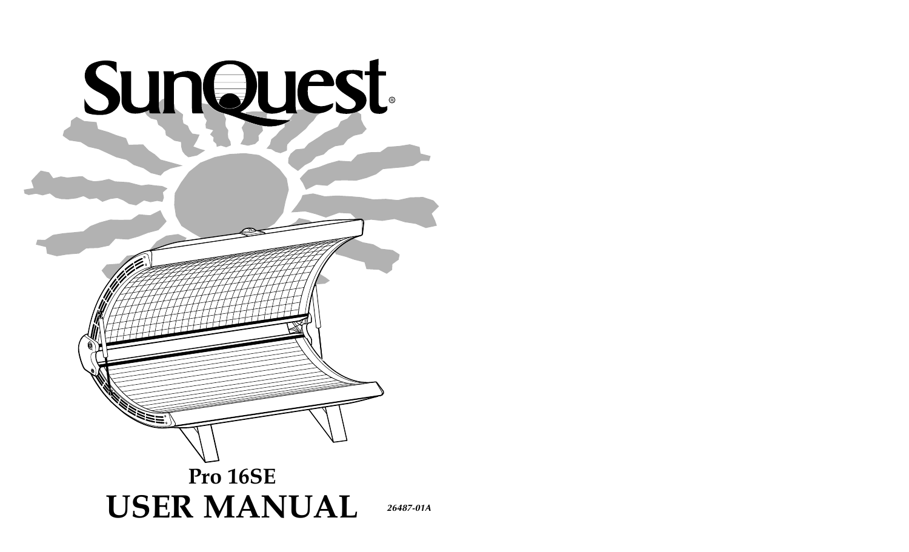# SunQuest®

## Pro 16SE

# USER MANUAL

*26487-01A*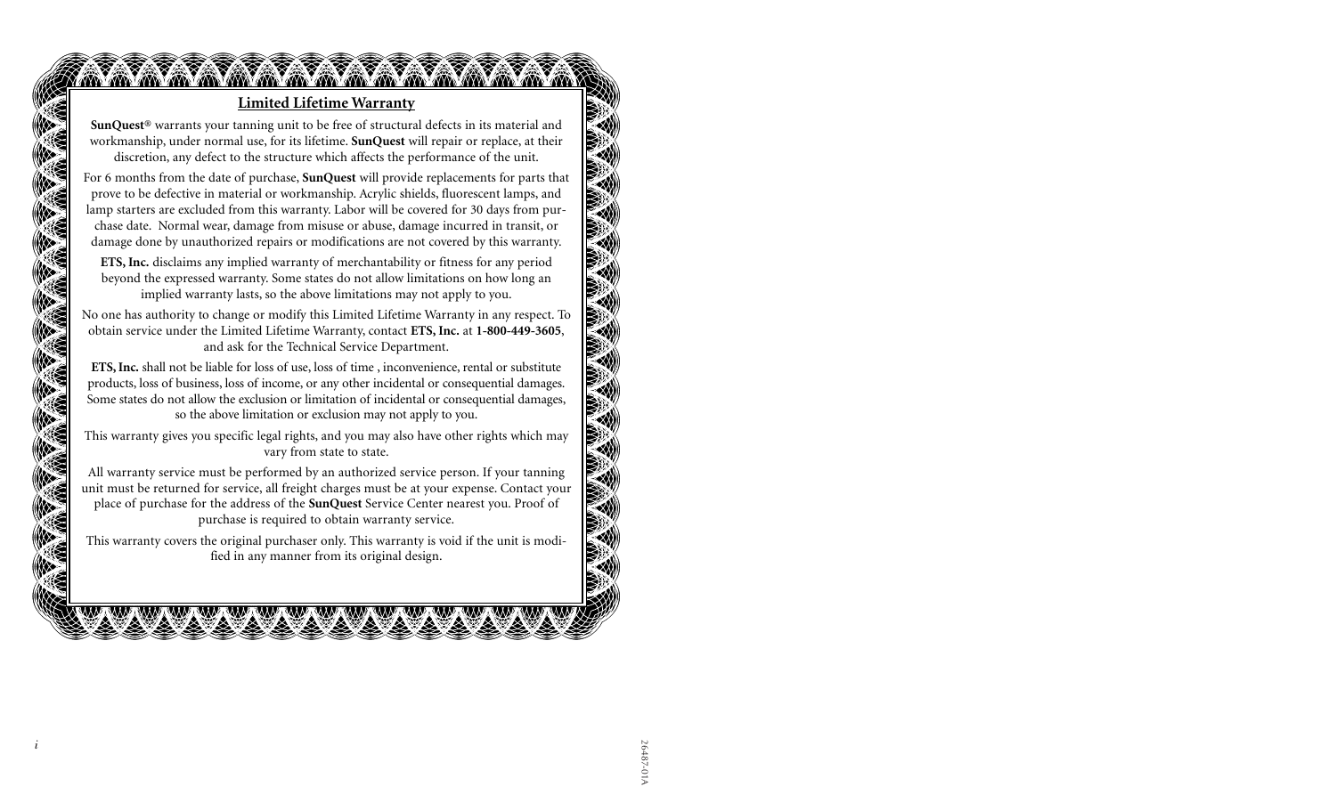## Limited Lifetime Warranty

**SunQuest®** warrants your tanning unit to be free of structural defects in its material and workmanship, under normal use, for its lifetime. **SunQuest** will repair or replace, at their discretion, any defect to the structure which affects the performance of the unit.

For 6 months from the date of purchase, **SunQuest** will provide replacements for parts that prove to be defective in material or workmanship. Acrylic shields, fluorescent lamps, and lamp starters are excluded from this warranty. Labor will be covered for 30 days from purchase date. Normal wear, damage from misuse or abuse, damage incurred in transit, or damage done by unauthorized repairs or modifications are not covered by this warranty.

**ETS, Inc.** disclaims any implied warranty of merchantability or fitness for any period beyond the expressed warranty. Some states do not allow limitations on how long an implied warranty lasts, so the above limitations may not apply to you.

No one has authority to change or modify this Limited Lifetime Warranty in any respect. To obtain service under the Limited Lifetime Warranty, contact **ETS, Inc.** at **1-800-449-3605**, and ask for the Technical Service Department.

**ETS, Inc.** shall not be liable for loss of use, loss of time , inconvenience, rental or substitute products, loss of business, loss of income, or any other incidental or consequential damages. Some states do not allow the exclusion or limitation of incidental or consequential damages, so the above limitation or exclusion may not apply to you.

This warranty gives you specific legal rights, and you may also have other rights which may vary from state to state.

All warranty service must be performed by an authorized service person. If your tanning unit must be returned for service, all freight charges must be at your expense. Contact your place of purchase for the address of the **SunQuest** Service Center nearest you. Proof of purchase is required to obtain warranty service.

This warranty covers the original purchaser only. This warranty is void if the unit is modified in any manner from its original design.

26487-01A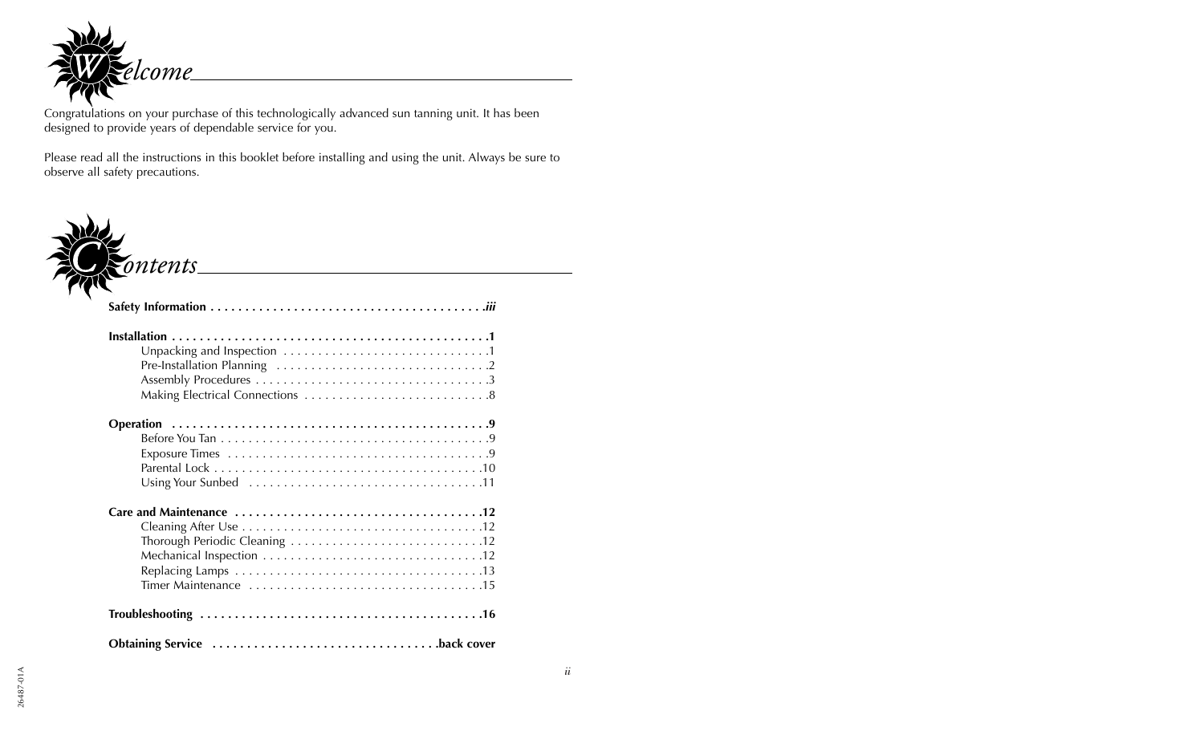# Welcome

Congratulations on your purchase of this technologically advanced sun tanning unit. It has been designed to provide years of dependable service for you.

Please read all the instructions in this booklet before installing and using the unit. Always be sure to observe all safety precautions.

# Contents

**Safety Information . . . . . . . . . . . . . . . . . . . . . . . . . . . . . . . . . . . . . . . *iii***

**Installation . . . . . . . . . . . . . . . . . . . . . . . . . . . . . . . . . . . . . . . . . . . . . 1**
- Unpacking and Inspection . . . . . . . . . . . . . . . . . . . . . . . . . . . . . 1
- Pre-Installation Planning . . . . . . . . . . . . . . . . . . . . . . . . . . . . . . 2
- Assembly Procedures . . . . . . . . . . . . . . . . . . . . . . . . . . . . . . . . . 3
- Making Electrical Connections . . . . . . . . . . . . . . . . . . . . . . . . . . 8

**Operation . . . . . . . . . . . . . . . . . . . . . . . . . . . . . . . . . . . . . . . . . . . . . 9**
- Before You Tan . . . . . . . . . . . . . . . . . . . . . . . . . . . . . . . . . . . . . . 9
- Exposure Times . . . . . . . . . . . . . . . . . . . . . . . . . . . . . . . . . . . . . 9
- Parental Lock . . . . . . . . . . . . . . . . . . . . . . . . . . . . . . . . . . . . . . 10
- Using Your Sunbed . . . . . . . . . . . . . . . . . . . . . . . . . . . . . . . . . 11

**Care and Maintenance . . . . . . . . . . . . . . . . . . . . . . . . . . . . . . . . . . . 12**
- Cleaning After Use . . . . . . . . . . . . . . . . . . . . . . . . . . . . . . . . . . 12
- Thorough Periodic Cleaning . . . . . . . . . . . . . . . . . . . . . . . . . . . 12
- Mechanical Inspection . . . . . . . . . . . . . . . . . . . . . . . . . . . . . . . 12
- Replacing Lamps . . . . . . . . . . . . . . . . . . . . . . . . . . . . . . . . . . . 13
- Timer Maintenance . . . . . . . . . . . . . . . . . . . . . . . . . . . . . . . . . 15

**Troubleshooting . . . . . . . . . . . . . . . . . . . . . . . . . . . . . . . . . . . . . . . . 16**

**Obtaining Service . . . . . . . . . . . . . . . . . . . . . . . . . . . . . . . . back cover**

26487-01A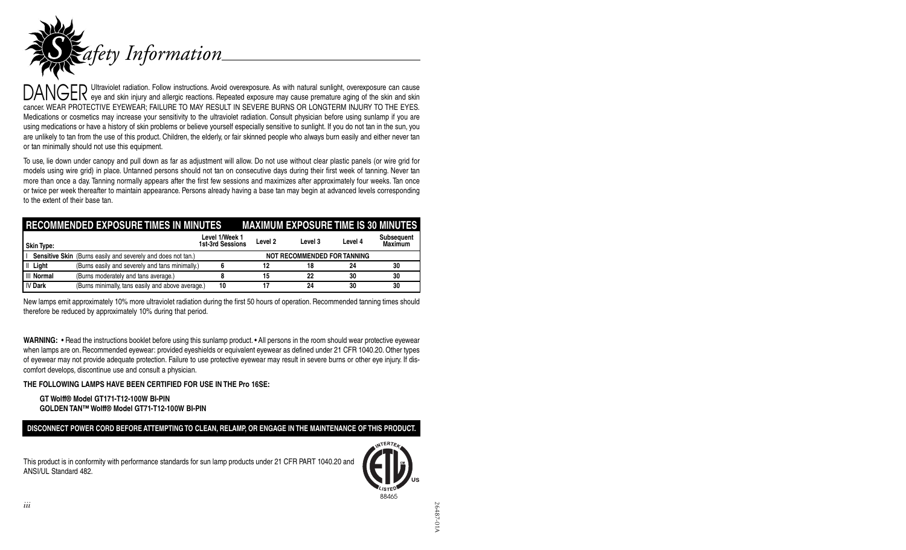# Safety Information

DANGER Ultraviolet radiation. Follow instructions. Avoid overexposure. As with natural sunlight, overexposure can cause eye and skin injury and allergic reactions. Repeated exposure may cause premature aging of the skin and skin cancer. WEAR PROTECTIVE EYEWEAR; FAILURE TO MAY RESULT IN SEVERE BURNS OR LONGTERM INJURY TO THE EYES. Medications or cosmetics may increase your sensitivity to the ultraviolet radiation. Consult physician before using sunlamp if you are using medications or have a history of skin problems or believe yourself especially sensitive to sunlight. If you do not tan in the sun, you are unlikely to tan from the use of this product. Children, the elderly, or fair skinned people who always burn easily and either never tan or tan minimally should not use this equipment.

To use, lie down under canopy and pull down as far as adjustment will allow. Do not use without clear plastic panels (or wire grid for models using wire grid) in place. Untanned persons should not tan on consecutive days during their first week of tanning. Never tan more than once a day. Tanning normally appears after the first few sessions and maximizes after approximately four weeks. Tan once or twice per week thereafter to maintain appearance. Persons already having a base tan may begin at advanced levels corresponding to the extent of their base tan.

| RECOMMENDED EXPOSURE TIMES IN MINUTES | | MAXIMUM EXPOSURE TIME IS 30 MINUTES | | | | |
|---|---|---|---|---|---|---|
| **Skin Type:** | | **Level 1/Week 1 1st-3rd Sessions** | **Level 2** | **Level 3** | **Level 4** | **Subsequent Maximum** |
| I **Sensitive Skin** | (Burns easily and severely and does not tan.) | **NOT RECOMMENDED FOR TANNING** | | | | |
| II **Light** | (Burns easily and severely and tans minimally.) | 6 | 12 | 18 | 24 | 30 |
| III **Normal** | (Burns moderately and tans average.) | 8 | 15 | 22 | 30 | 30 |
| IV **Dark** | (Burns minimally, tans easily and above average.) | 10 | 17 | 24 | 30 | 30 |

New lamps emit approximately 10% more ultraviolet radiation during the first 50 hours of operation. Recommended tanning times should therefore be reduced by approximately 10% during that period.

**WARNING:** • Read the instructions booklet before using this sunlamp product. • All persons in the room should wear protective eyewear when lamps are on. Recommended eyewear: provided eyeshields or equivalent eyewear as defined under 21 CFR 1040.20. Other types of eyewear may not provide adequate protection. Failure to use protective eyewear may result in severe burns or other eye injury. If discomfort develops, discontinue use and consult a physician.

**THE FOLLOWING LAMPS HAVE BEEN CERTIFIED FOR USE IN THE Pro 16SE:**

**GT Wolff® Model GT171-T12-100W BI-PIN**
**GOLDEN TAN™ Wolff® Model GT71-T12-100W BI-PIN**

**DISCONNECT POWER CORD BEFORE ATTEMPTING TO CLEAN, RELAMP, OR ENGAGE IN THE MAINTENANCE OF THIS PRODUCT.**

This product is in conformity with performance standards for sun lamp products under 21 CFR PART 1040.20 and ANSI/UL Standard 482.

INTERTEK ETL LISTED US 88465

26487-01A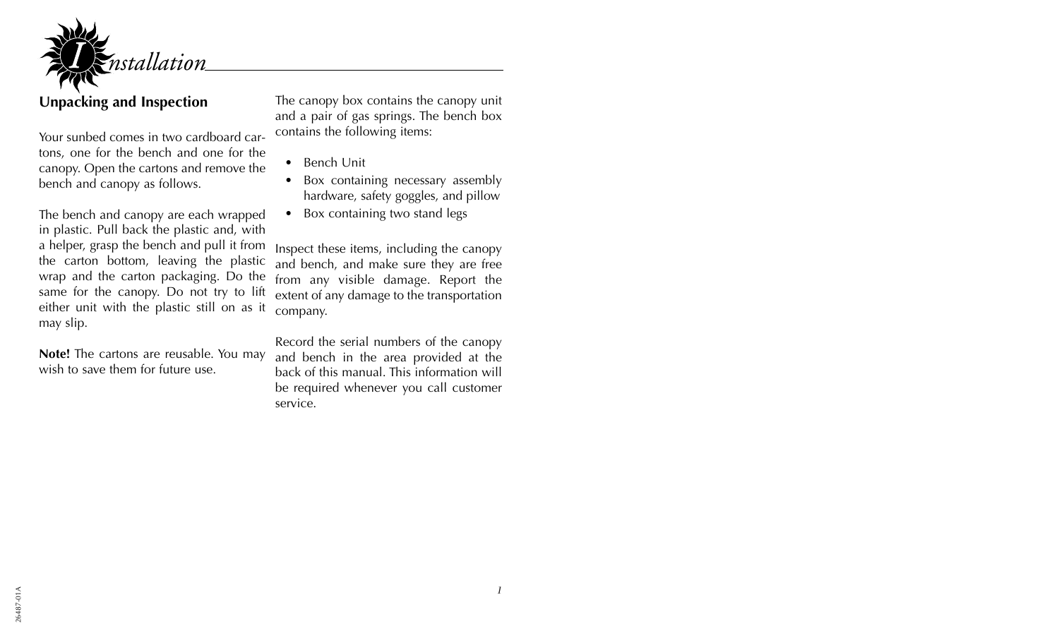# Installation

## Unpacking and Inspection

Your sunbed comes in two cardboard cartons, one for the bench and one for the canopy. Open the cartons and remove the bench and canopy as follows.

The bench and canopy are each wrapped in plastic. Pull back the plastic and, with a helper, grasp the bench and pull it from the carton bottom, leaving the plastic wrap and the carton packaging. Do the same for the canopy. Do not try to lift either unit with the plastic still on as it may slip.

**Note!** The cartons are reusable. You may wish to save them for future use.

The canopy box contains the canopy unit and a pair of gas springs. The bench box contains the following items:

- Bench Unit
- Box containing necessary assembly hardware, safety goggles, and pillow
- Box containing two stand legs

Inspect these items, including the canopy and bench, and make sure they are free from any visible damage. Report the extent of any damage to the transportation company.

Record the serial numbers of the canopy and bench in the area provided at the back of this manual. This information will be required whenever you call customer service.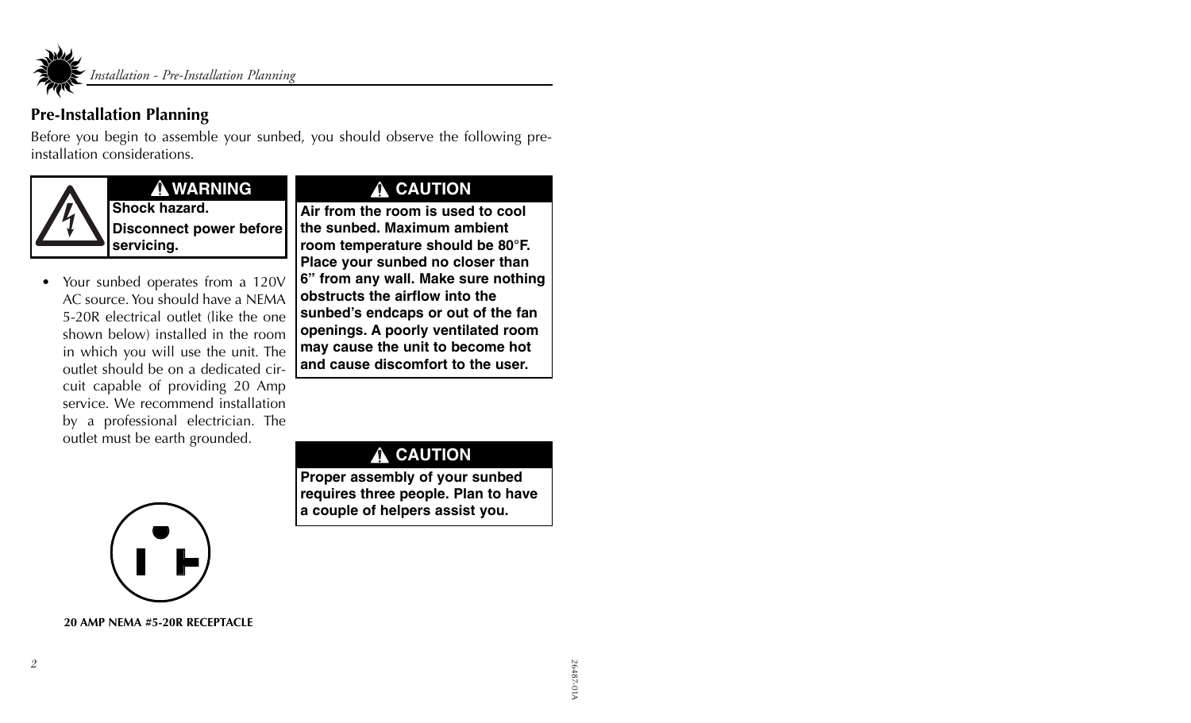## Pre-Installation Planning

Before you begin to assemble your sunbed, you should observe the following pre-installation considerations.

**⚠ WARNING**

**Shock hazard.**

**Disconnect power before servicing.**

- Your sunbed operates from a 120V AC source. You should have a NEMA 5-20R electrical outlet (like the one shown below) installed in the room in which you will use the unit. The outlet should be on a dedicated circuit capable of providing 20 Amp service. We recommend installation by a professional electrician. The outlet must be earth grounded.

**20 AMP NEMA #5-20R RECEPTACLE**

**⚠ CAUTION**

**Air from the room is used to cool the sunbed. Maximum ambient room temperature should be 80°F. Place your sunbed no closer than 6" from any wall. Make sure nothing obstructs the airflow into the sunbed's endcaps or out of the fan openings. A poorly ventilated room may cause the unit to become hot and cause discomfort to the user.**

**⚠ CAUTION**

**Proper assembly of your sunbed requires three people. Plan to have a couple of helpers assist you.**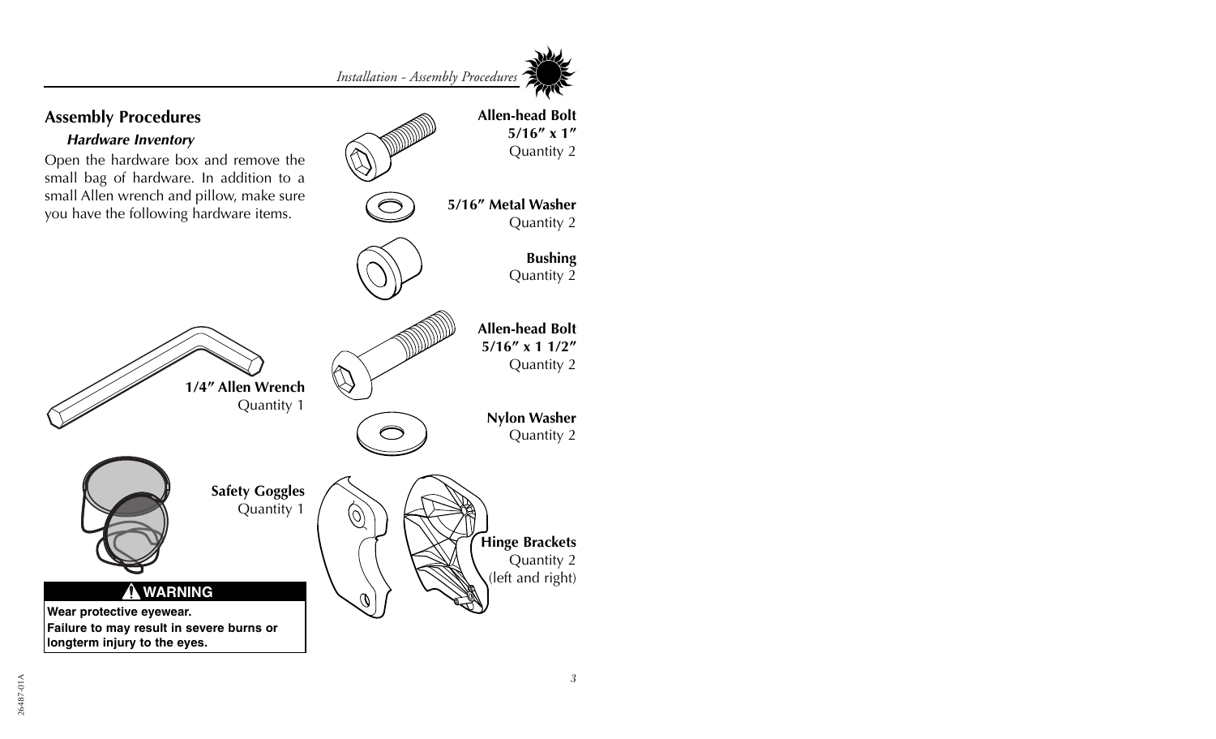## Assembly Procedures

### *Hardware Inventory*

Open the hardware box and remove the small bag of hardware. In addition to a small Allen wrench and pillow, make sure you have the following hardware items.

**Allen-head Bolt 5/16″ x 1″**
Quantity 2

**5/16″ Metal Washer**
Quantity 2

**Bushing**
Quantity 2

**Allen-head Bolt 5/16″ x 1 1/2″**
Quantity 2

**1/4″ Allen Wrench**
Quantity 1

**Nylon Washer**
Quantity 2

**Safety Goggles**
Quantity 1

**Hinge Brackets**
Quantity 2
(left and right)

**⚠ WARNING**

**Wear protective eyewear.**
**Failure to may result in severe burns or longterm injury to the eyes.**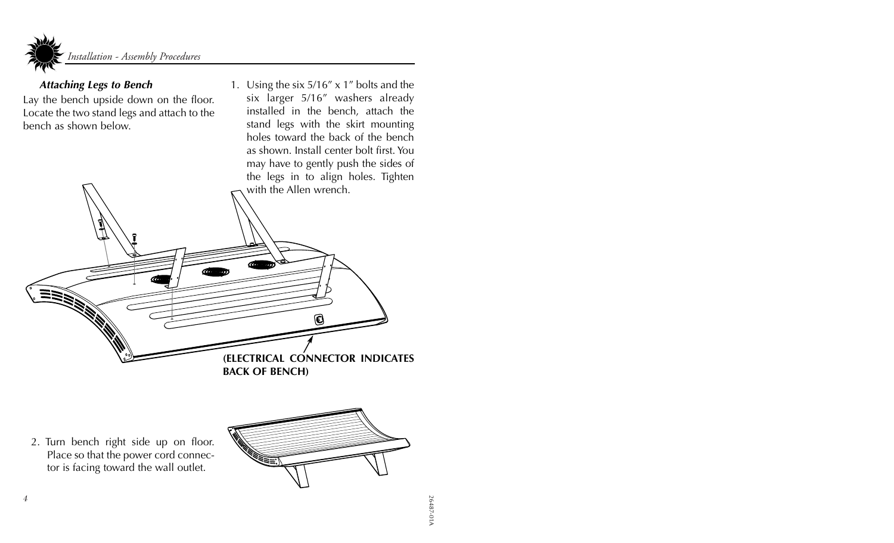### *Attaching Legs to Bench*

Lay the bench upside down on the floor. Locate the two stand legs and attach to the bench as shown below.

1. Using the six 5/16″ x 1″ bolts and the six larger 5/16″ washers already installed in the bench, attach the stand legs with the skirt mounting holes toward the back of the bench as shown. Install center bolt first. You may have to gently push the sides of the legs in to align holes. Tighten with the Allen wrench.

**(ELECTRICAL CONNECTOR INDICATES BACK OF BENCH)**

2. Turn bench right side up on floor. Place so that the power cord connector is facing toward the wall outlet.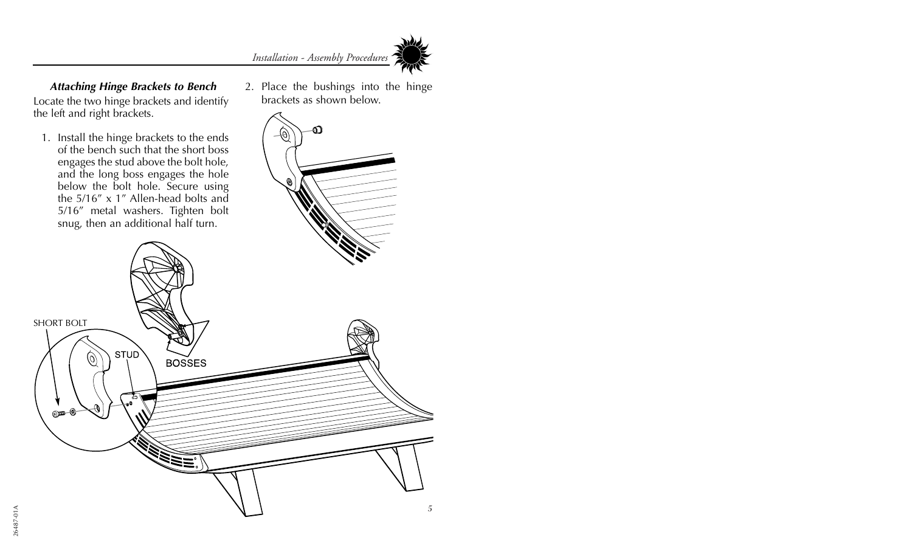### *Attaching Hinge Brackets to Bench*

Locate the two hinge brackets and identify the left and right brackets.

1. Install the hinge brackets to the ends of the bench such that the short boss engages the stud above the bolt hole, and the long boss engages the hole below the bolt hole. Secure using the 5/16″ x 1″ Allen-head bolts and 5/16″ metal washers. Tighten bolt snug, then an additional half turn.

2. Place the bushings into the hinge brackets as shown below.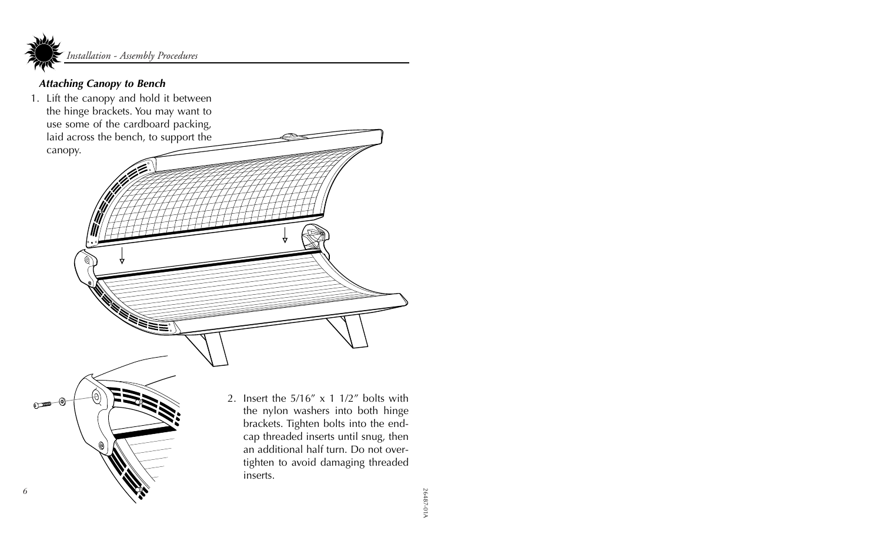### *Attaching Canopy to Bench*

1. Lift the canopy and hold it between the hinge brackets. You may want to use some of the cardboard packing, laid across the bench, to support the canopy.

2. Insert the 5/16″ x 1 1/2″ bolts with the nylon washers into both hinge brackets. Tighten bolts into the end-cap threaded inserts until snug, then an additional half turn. Do not over-tighten to avoid damaging threaded inserts.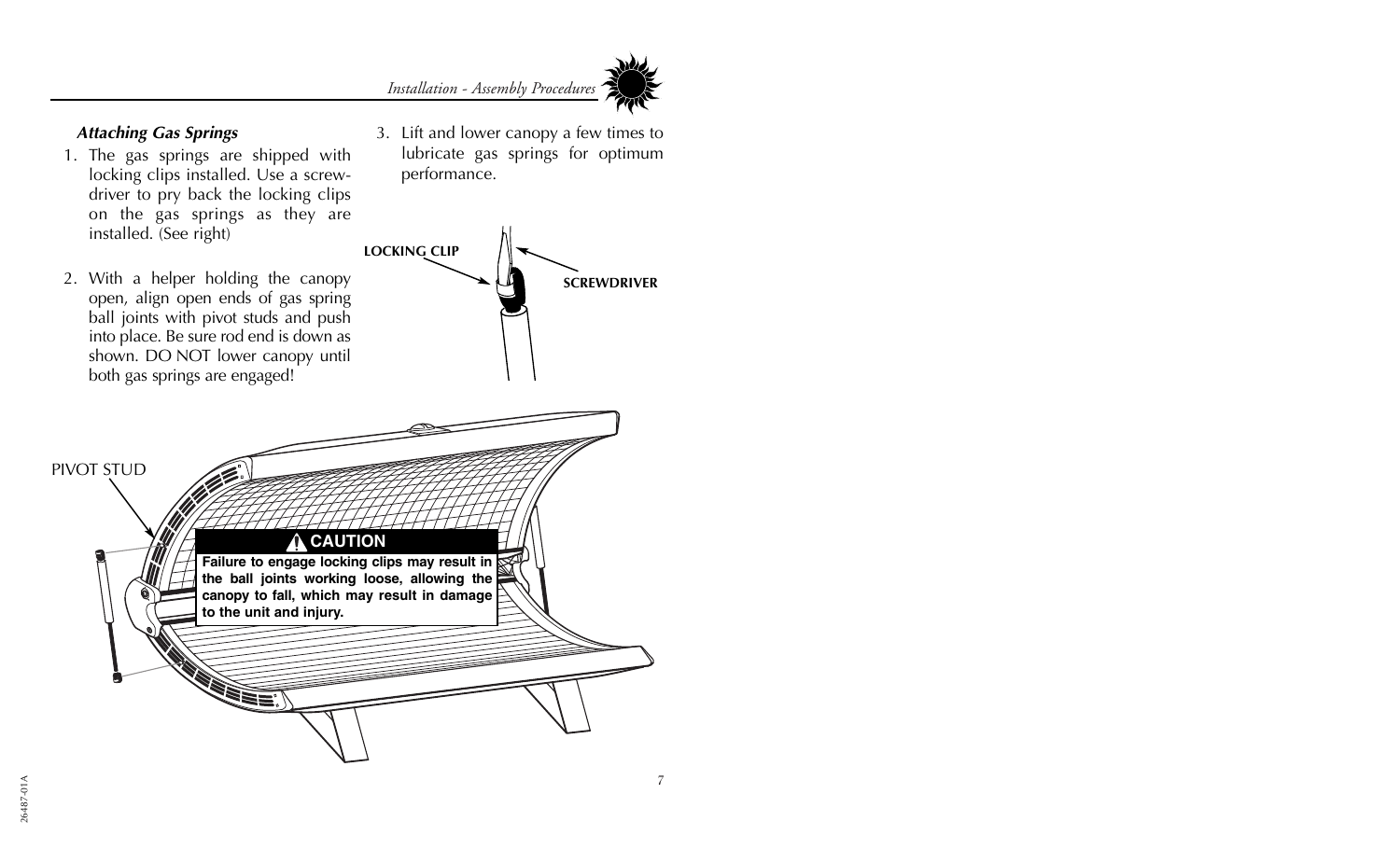### *Attaching Gas Springs*

1. The gas springs are shipped with locking clips installed. Use a screwdriver to pry back the locking clips on the gas springs as they are installed. (See right)

2. With a helper holding the canopy open, align open ends of gas spring ball joints with pivot studs and push into place. Be sure rod end is down as shown. DO NOT lower canopy until both gas springs are engaged!

3. Lift and lower canopy a few times to lubricate gas springs for optimum performance.

LOCKING CLIP

SCREWDRIVER

PIVOT STUD

**⚠ CAUTION**

**Failure to engage locking clips may result in the ball joints working loose, allowing the canopy to fall, which may result in damage to the unit and injury.**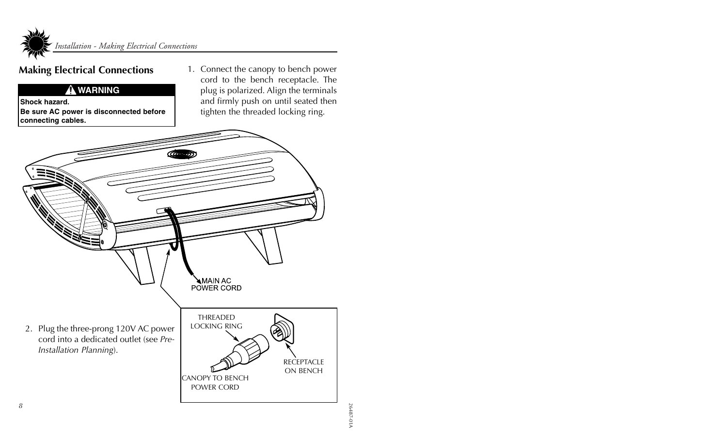## Making Electrical Connections

> ⚠ **WARNING**
>
> **Shock hazard.**
> **Be sure AC power is disconnected before connecting cables.**

1. Connect the canopy to bench power cord to the bench receptacle. The plug is polarized. Align the terminals and firmly push on until seated then tighten the threaded locking ring.

MAIN AC POWER CORD

THREADED LOCKING RING

RECEPTACLE ON BENCH

CANOPY TO BENCH POWER CORD

2. Plug the three-prong 120V AC power cord into a dedicated outlet (see *Pre-Installation Planning*).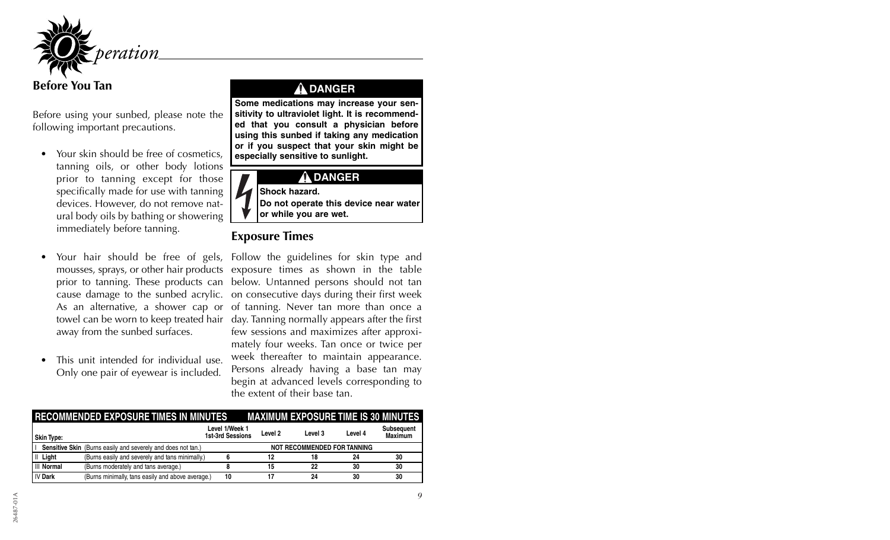# Operation

## Before You Tan

Before using your sunbed, please note the following important precautions.

- Your skin should be free of cosmetics, tanning oils, or other body lotions prior to tanning except for those specifically made for use with tanning devices. However, do not remove natural body oils by bathing or showering immediately before tanning.
- Your hair should be free of gels, mousses, sprays, or other hair products prior to tanning. These products can cause damage to the sunbed acrylic. As an alternative, a shower cap or towel can be worn to keep treated hair away from the sunbed surfaces.
- This unit intended for individual use. Only one pair of eyewear is included.

**⚠ DANGER**

**Some medications may increase your sensitivity to ultraviolet light. It is recommended that you consult a physician before using this sunbed if taking any medication or if you suspect that your skin might be especially sensitive to sunlight.**

**⚠ DANGER**

**Shock hazard.**
**Do not operate this device near water or while you are wet.**

## Exposure Times

Follow the guidelines for skin type and exposure times as shown in the table below. Untanned persons should not tan on consecutive days during their first week of tanning. Never tan more than once a day. Tanning normally appears after the first few sessions and maximizes after approximately four weeks. Tan once or twice per week thereafter to maintain appearance. Persons already having a base tan may begin at advanced levels corresponding to the extent of their base tan.

**RECOMMENDED EXPOSURE TIMES IN MINUTES — MAXIMUM EXPOSURE TIME IS 30 MINUTES**

| Skin Type: | | Level 1/Week 1 1st-3rd Sessions | Level 2 | Level 3 | Level 4 | Subsequent Maximum |
|---|---|---|---|---|---|---|
| I **Sensitive Skin** | (Burns easily and severely and does not tan.) | NOT RECOMMENDED FOR TANNING | | | | |
| II **Light** | (Burns easily and severely and tans minimally.) | 6 | 12 | 18 | 24 | 30 |
| III **Normal** | (Burns moderately and tans average.) | 8 | 15 | 22 | 30 | 30 |
| IV **Dark** | (Burns minimally, tans easily and above average.) | 10 | 17 | 24 | 30 | 30 |

26487-01A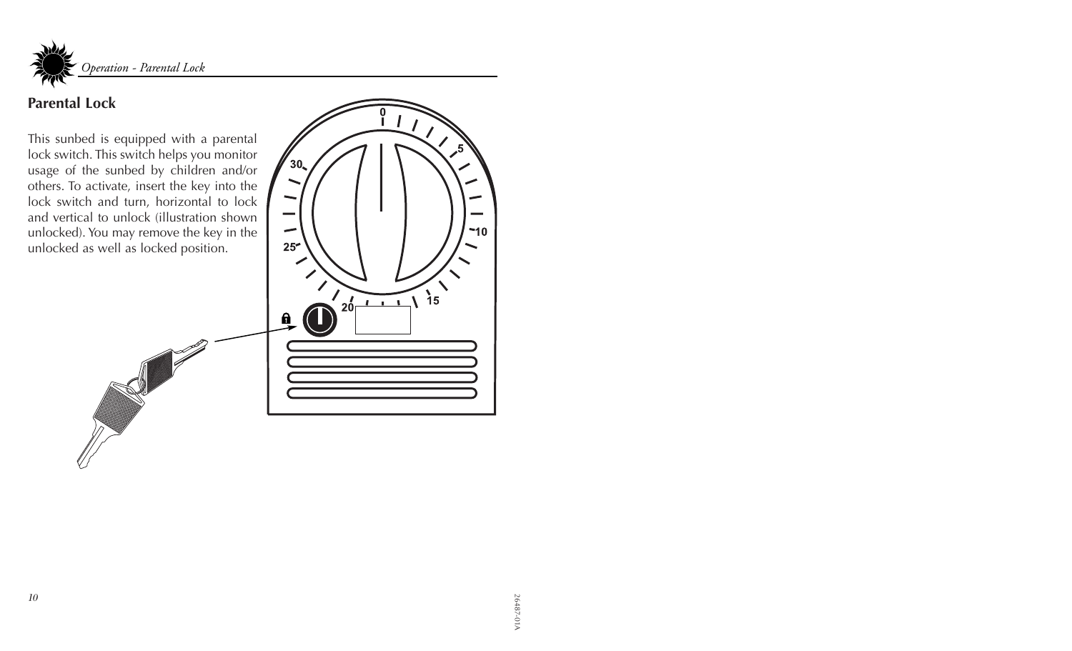## Parental Lock

This sunbed is equipped with a parental lock switch. This switch helps you monitor usage of the sunbed by children and/or others. To activate, insert the key into the lock switch and turn, horizontal to lock and vertical to unlock (illustration shown unlocked). You may remove the key in the unlocked as well as locked position.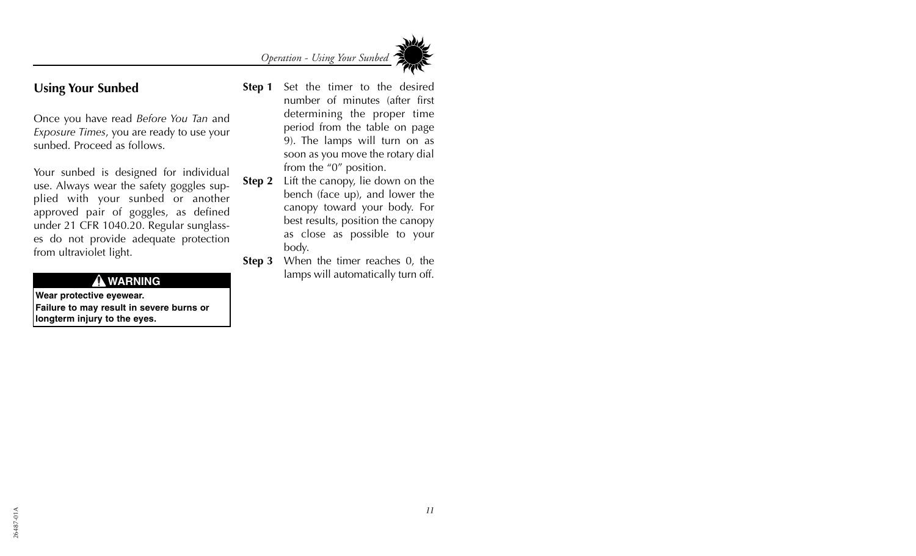## Using Your Sunbed

Once you have read *Before You Tan* and *Exposure Times*, you are ready to use your sunbed. Proceed as follows.

Your sunbed is designed for individual use. Always wear the safety goggles supplied with your sunbed or another approved pair of goggles, as defined under 21 CFR 1040.20. Regular sunglasses do not provide adequate protection from ultraviolet light.

**⚠ WARNING**

**Wear protective eyewear.**
**Failure to may result in severe burns or longterm injury to the eyes.**

**Step 1** Set the timer to the desired number of minutes (after first determining the proper time period from the table on page 9). The lamps will turn on as soon as you move the rotary dial from the "0" position.

**Step 2** Lift the canopy, lie down on the bench (face up), and lower the canopy toward your body. For best results, position the canopy as close as possible to your body.

**Step 3** When the timer reaches 0, the lamps will automatically turn off.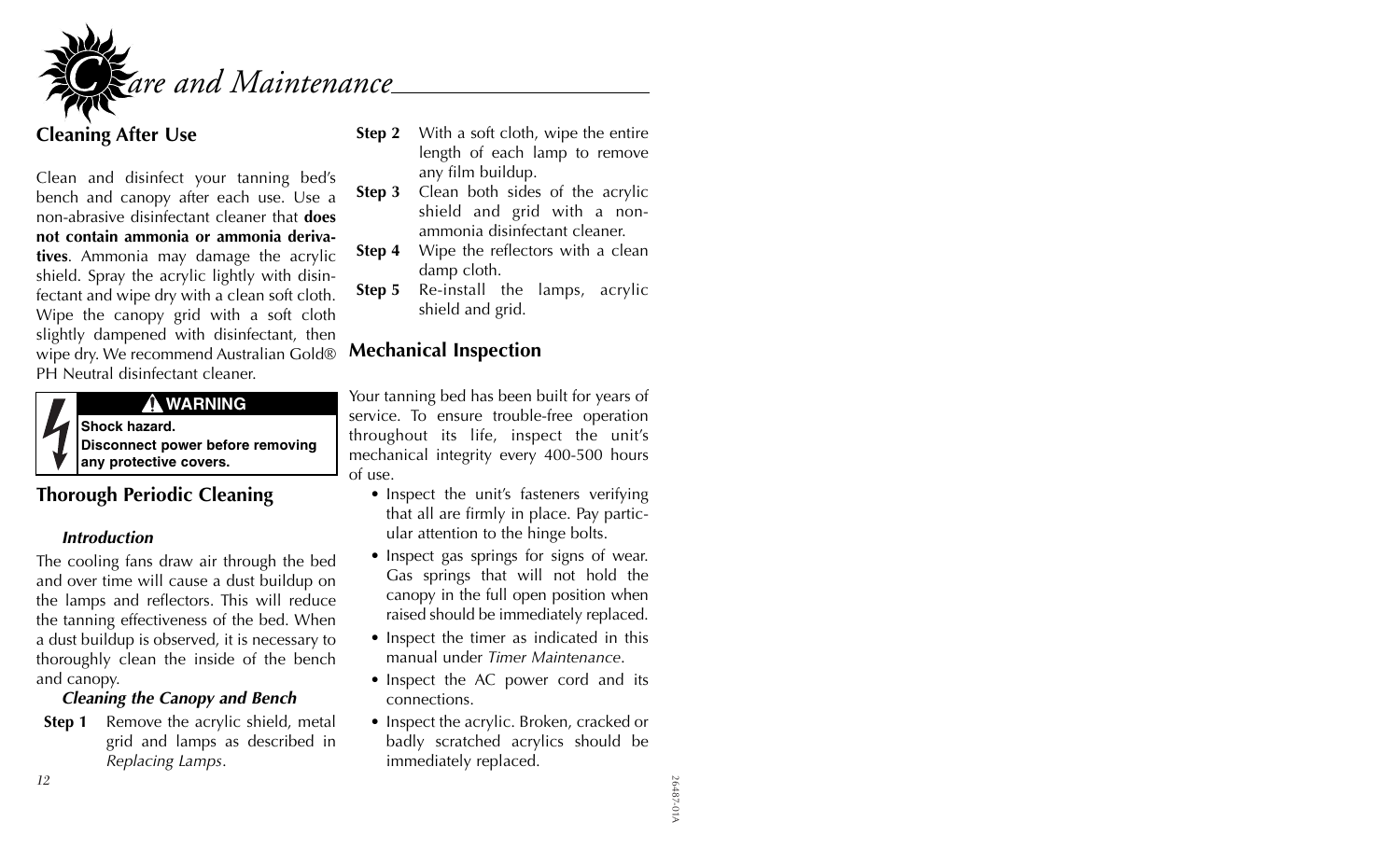# Care and Maintenance

## Cleaning After Use

Clean and disinfect your tanning bed's bench and canopy after each use. Use a non-abrasive disinfectant cleaner that **does not contain ammonia or ammonia derivatives**. Ammonia may damage the acrylic shield. Spray the acrylic lightly with disinfectant and wipe dry with a clean soft cloth. Wipe the canopy grid with a soft cloth slightly dampened with disinfectant, then wipe dry. We recommend Australian Gold® PH Neutral disinfectant cleaner.

> ⚠ **WARNING**
>
> **Shock hazard.**
> **Disconnect power before removing any protective covers.**

## Thorough Periodic Cleaning

### *Introduction*

The cooling fans draw air through the bed and over time will cause a dust buildup on the lamps and reflectors. This will reduce the tanning effectiveness of the bed. When a dust buildup is observed, it is necessary to thoroughly clean the inside of the bench and canopy.

### *Cleaning the Canopy and Bench*

**Step 1** Remove the acrylic shield, metal grid and lamps as described in *Replacing Lamps*.

**Step 2** With a soft cloth, wipe the entire length of each lamp to remove any film buildup.

**Step 3** Clean both sides of the acrylic shield and grid with a non-ammonia disinfectant cleaner.

**Step 4** Wipe the reflectors with a clean damp cloth.

**Step 5** Re-install the lamps, acrylic shield and grid.

## Mechanical Inspection

Your tanning bed has been built for years of service. To ensure trouble-free operation throughout its life, inspect the unit's mechanical integrity every 400-500 hours of use.

- Inspect the unit's fasteners verifying that all are firmly in place. Pay particular attention to the hinge bolts.
- Inspect gas springs for signs of wear. Gas springs that will not hold the canopy in the full open position when raised should be immediately replaced.
- Inspect the timer as indicated in this manual under *Timer Maintenance*.
- Inspect the AC power cord and its connections.
- Inspect the acrylic. Broken, cracked or badly scratched acrylics should be immediately replaced.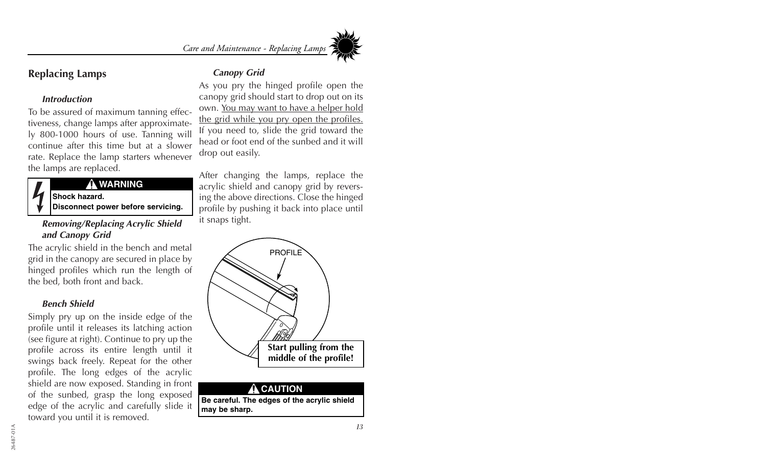## Replacing Lamps

### *Introduction*

To be assured of maximum tanning effectiveness, change lamps after approximately 800-1000 hours of use. Tanning will continue after this time but at a slower rate. Replace the lamp starters whenever the lamps are replaced.

> **⚠ WARNING**
> **Shock hazard.**
> **Disconnect power before servicing.**

### *Removing/Replacing Acrylic Shield and Canopy Grid*

The acrylic shield in the bench and metal grid in the canopy are secured in place by hinged profiles which run the length of the bed, both front and back.

### *Bench Shield*

Simply pry up on the inside edge of the profile until it releases its latching action (see figure at right). Continue to pry up the profile across its entire length until it swings back freely. Repeat for the other profile. The long edges of the acrylic shield are now exposed. Standing in front of the sunbed, grasp the long exposed edge of the acrylic and carefully slide it toward you until it is removed.

### *Canopy Grid*

As you pry the hinged profile open the canopy grid should start to drop out on its own. You may want to have a helper hold the grid while you pry open the profiles. If you need to, slide the grid toward the head or foot end of the sunbed and it will drop out easily.

After changing the lamps, replace the acrylic shield and canopy grid by reversing the above directions. Close the hinged profile by pushing it back into place until it snaps tight.

PROFILE

**Start pulling from the middle of the profile!**

> **⚠ CAUTION**
> **Be careful. The edges of the acrylic shield may be sharp.**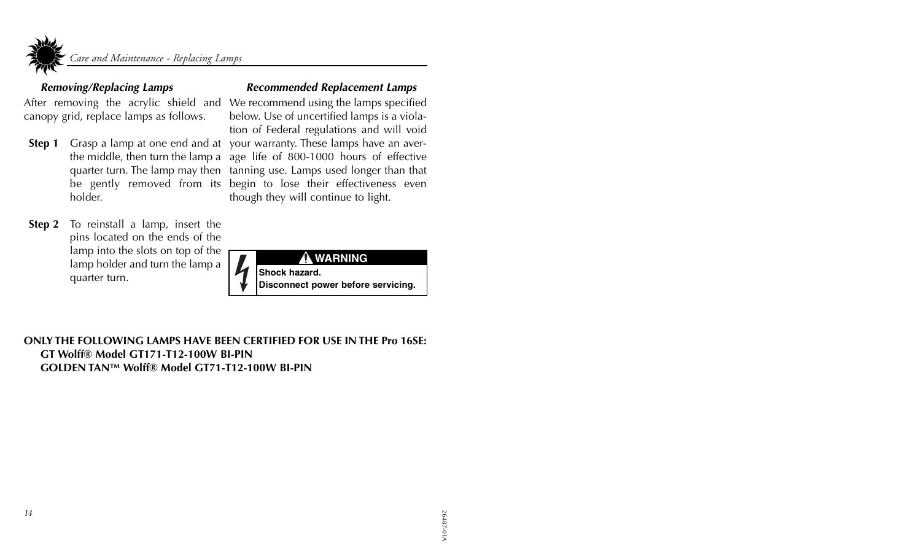### Removing/Replacing Lamps

After removing the acrylic shield and canopy grid, replace lamps as follows.

**Step 1** Grasp a lamp at one end and at the middle, then turn the lamp a quarter turn. The lamp may then be gently removed from its holder.

**Step 2** To reinstall a lamp, insert the pins located on the ends of the lamp into the slots on top of the lamp holder and turn the lamp a quarter turn.

### Recommended Replacement Lamps

We recommend using the lamps specified below. Use of uncertified lamps is a violation of Federal regulations and will void your warranty. These lamps have an average life of 800-1000 hours of effective tanning use. Lamps used longer than that begin to lose their effectiveness even though they will continue to light.

**⚠ WARNING**

**Shock hazard.**
**Disconnect power before servicing.**

**ONLY THE FOLLOWING LAMPS HAVE BEEN CERTIFIED FOR USE IN THE Pro 16SE:**

**GT Wolff® Model GT171-T12-100W BI-PIN**

**GOLDEN TAN™ Wolff® Model GT71-T12-100W BI-PIN**

26487-01A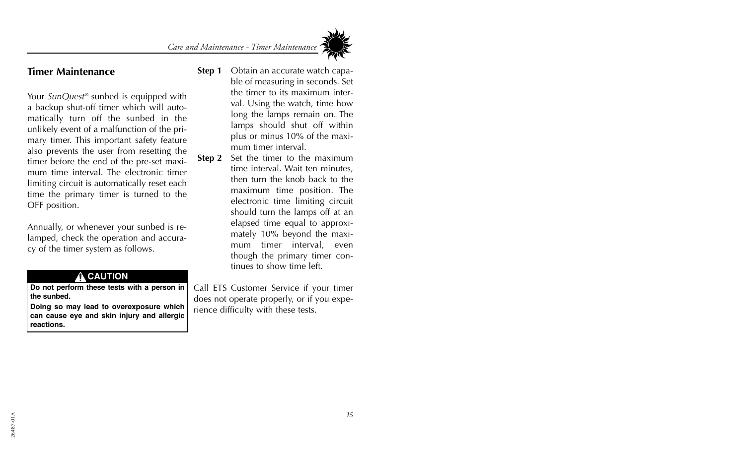## Timer Maintenance

Your *SunQuest®* sunbed is equipped with a backup shut-off timer which will automatically turn off the sunbed in the unlikely event of a malfunction of the primary timer. This important safety feature also prevents the user from resetting the timer before the end of the pre-set maximum time interval. The electronic timer limiting circuit is automatically reset each time the primary timer is turned to the OFF position.

Annually, or whenever your sunbed is relamped, check the operation and accuracy of the timer system as follows.

> **⚠ CAUTION**
>
> **Do not perform these tests with a person in the sunbed.**
>
> **Doing so may lead to overexposure which can cause eye and skin injury and allergic reactions.**

**Step 1** Obtain an accurate watch capable of measuring in seconds. Set the timer to its maximum interval. Using the watch, time how long the lamps remain on. The lamps should shut off within plus or minus 10% of the maximum timer interval.

**Step 2** Set the timer to the maximum time interval. Wait ten minutes, then turn the knob back to the maximum time position. The electronic time limiting circuit should turn the lamps off at an elapsed time equal to approximately 10% beyond the maximum timer interval, even though the primary timer continues to show time left.

Call ETS Customer Service if your timer does not operate properly, or if you experience difficulty with these tests.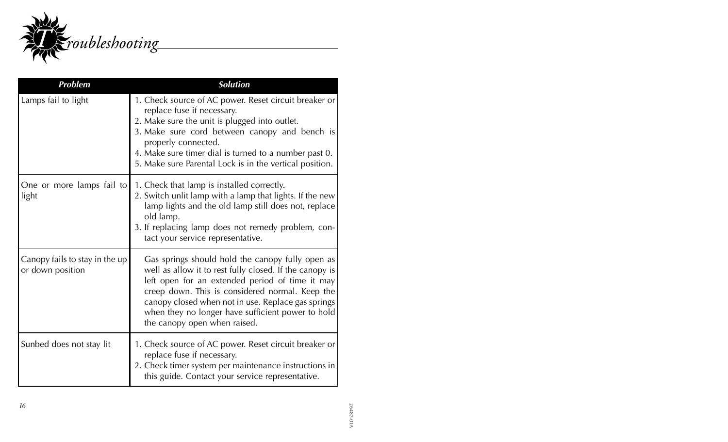# Troubleshooting

| Problem | Solution |
| --- | --- |
| Lamps fail to light | 1. Check source of AC power. Reset circuit breaker or replace fuse if necessary.<br>2. Make sure the unit is plugged into outlet.<br>3. Make sure cord between canopy and bench is properly connected.<br>4. Make sure timer dial is turned to a number past 0.<br>5. Make sure Parental Lock is in the vertical position. |
| One or more lamps fail to light | 1. Check that lamp is installed correctly.<br>2. Switch unlit lamp with a lamp that lights. If the new lamp lights and the old lamp still does not, replace old lamp.<br>3. If replacing lamp does not remedy problem, contact your service representative. |
| Canopy fails to stay in the up or down position | Gas springs should hold the canopy fully open as well as allow it to rest fully closed. If the canopy is left open for an extended period of time it may creep down. This is considered normal. Keep the canopy closed when not in use. Replace gas springs when they no longer have sufficient power to hold the canopy open when raised. |
| Sunbed does not stay lit | 1. Check source of AC power. Reset circuit breaker or replace fuse if necessary.<br>2. Check timer system per maintenance instructions in this guide. Contact your service representative. |

26487-01A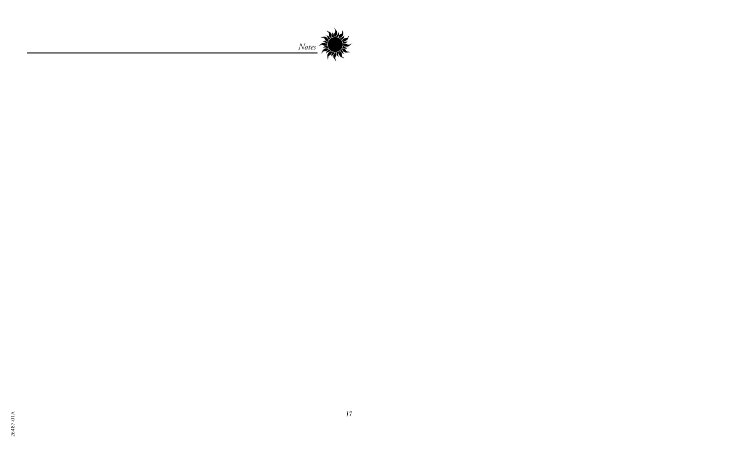## *Notes*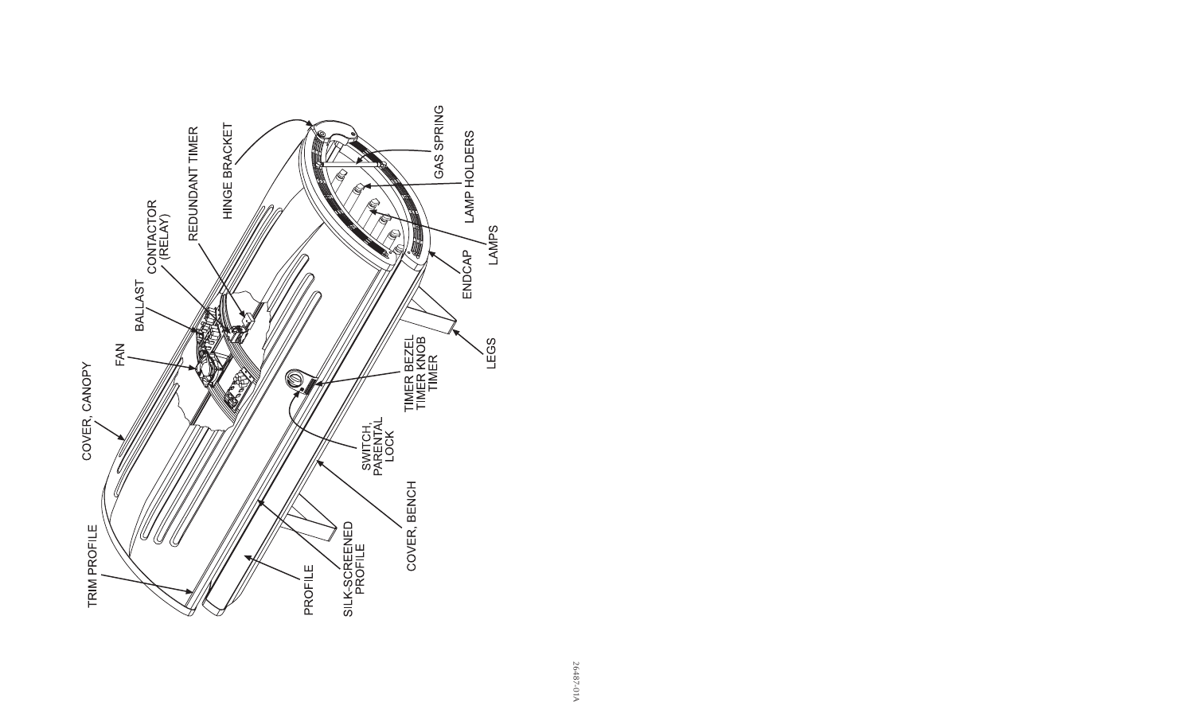COVER, CANOPY

FAN

BALLAST

CONTACTOR (RELAY)

REDUNDANT TIMER

HINGE BRACKET

GAS SPRING

LAMP HOLDERS

LAMPS

ENDCAP

LEGS

TIMER BEZEL
TIMER KNOB
TIMER

SWITCH, PARENTAL LOCK

COVER, BENCH

SILK-SCREENED PROFILE

PROFILE

TRIM PROFILE

26487-01A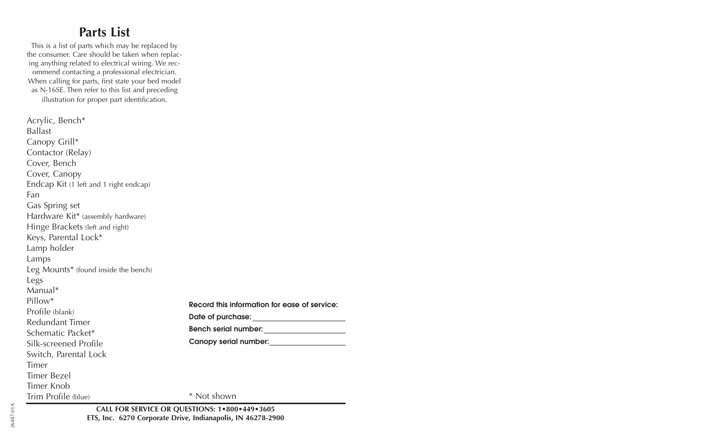## Parts List

This is a list of parts which may be replaced by the consumer. Care should be taken when replacing anything related to electrical wiring. We recommend contacting a professional electrician. When calling for parts, first state your bed model as N-16SE. Then refer to this list and preceding illustration for proper part identification.

Acrylic, Bench*
Ballast
Canopy Grill*
Contactor (Relay)
Cover, Bench
Cover, Canopy
Endcap Kit (1 left and 1 right endcap)
Fan
Gas Spring set
Hardware Kit* (assembly hardware)
Hinge Brackets (left and right)
Keys, Parental Lock*
Lamp holder
Lamps
Leg Mounts* (found inside the bench)
Legs
Manual*
Pillow*
Profile (blank)
Redundant Timer
Schematic Packet*
Silk-screened Profile
Switch, Parental Lock
Timer
Timer Bezel
Timer Knob
Trim Profile (blue)

**Record this information for ease of service:**

**Date of purchase:** ____________________

**Bench serial number:** ____________________

**Canopy serial number:** ____________________

* Not shown

**CALL FOR SERVICE OR QUESTIONS: 1•800•449•3605**
**ETS, Inc. 6270 Corporate Drive, Indianapolis, IN 46278-2900**

26487-01A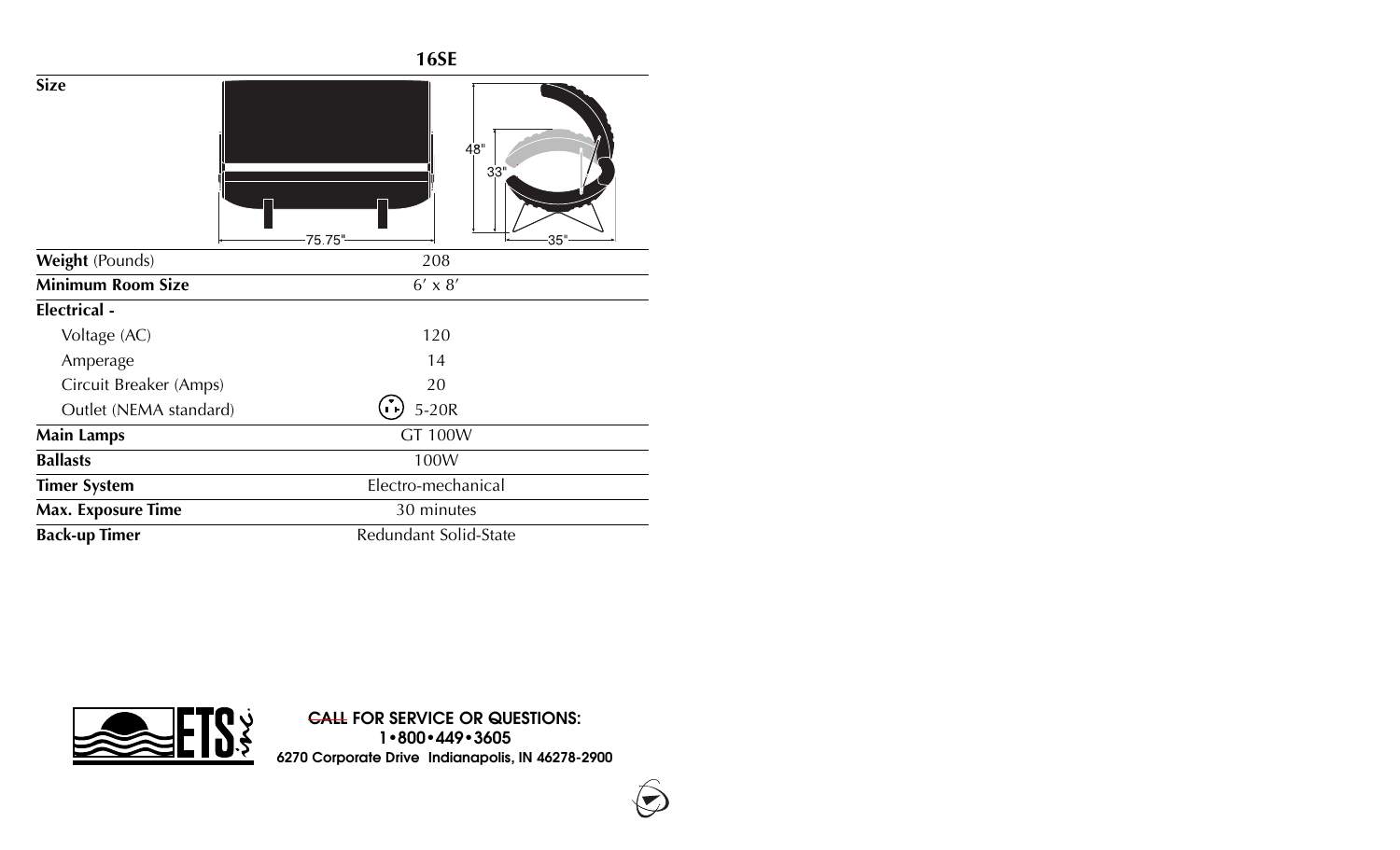| | 16SE |
| --- | --- |
| **Size** | 75.75" 48" 33" 35" |
| **Weight** (Pounds) | 208 |
| **Minimum Room Size** | 6′ x 8′ |
| **Electrical -** | |
| Voltage (AC) | 120 |
| Amperage | 14 |
| Circuit Breaker (Amps) | 20 |
| Outlet (NEMA standard) | 5-20R |
| **Main Lamps** | GT 100W |
| **Ballasts** | 100W |
| **Timer System** | Electro-mechanical |
| **Max. Exposure Time** | 30 minutes |
| **Back-up Timer** | Redundant Solid-State |

ETS inc.

**CALL FOR SERVICE OR QUESTIONS:**
**1•800•449•3605**
**6270 Corporate Drive Indianapolis, IN 46278-2900**